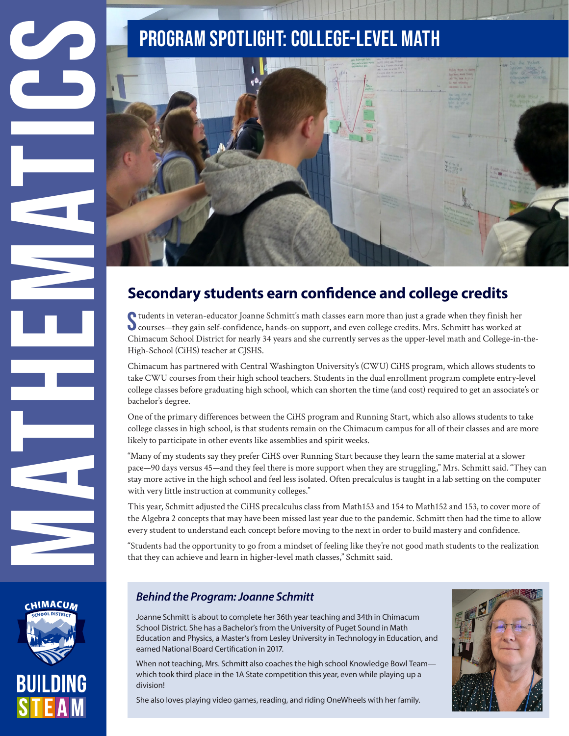# MATHEMATICS

## PROGRAM SPOTLIGHT: COLLEGE-LEVEL MATH

## Secondary students earn confidence and college credits

Students in veteran-educator Joanne Schmitt's math classes earn more than just a grade when they finish her courses—they gain self-confidence, hands-on support, and even college credits. Mrs. Schmitt has worked at Chimacum School District for nearly 34 years and she currently serves as the upper-level math and College-in-the-High-School (CiHS) teacher at CJSHS.

Chimacum has partnered with Central Washington University's (CWU) CiHS program, which allows students to take CWU courses from their high school teachers. Students in the dual enrollment program complete entry-level college classes before graduating high school, which can shorten the time (and cost) required to get an associate's or bachelor's degree.

One of the primary differences between the CiHS program and Running Start, which also allows students to take college classes in high school, is that students remain on the Chimacum campus for all of their classes and are more likely to participate in other events like assemblies and spirit weeks.

"Many of my students say they prefer CiHS over Running Start because they learn the same material at a slower pace—90 days versus 45—and they feel there is more support when they are struggling," Mrs. Schmitt said. "They can stay more active in the high school and feel less isolated. Often precalculus is taught in a lab setting on the computer with very little instruction at community colleges."

This year, Schmitt adjusted the CiHS precalculus class from Math153 and 154 to Math152 and 153, to cover more of the Algebra 2 concepts that may have been missed last year due to the pandemic. Schmitt then had the time to allow every student to understand each concept before moving to the next in order to build mastery and confidence.

"Students had the opportunity to go from a mindset of feeling like they're not good math students to the realization that they can achieve and learn in higher-level math classes," Schmitt said.

### *Behind the Program: Joanne Schmitt*

Joanne Schmitt is about to complete her 36th year teaching and 34th in Chimacum School District. She has a Bachelor's from the University of Puget Sound in Math Education and Physics, a Master's from Lesley University in Technology in Education, and earned National Board Certification in 2017.

When not teaching, Mrs. Schmitt also coaches the high school Knowledge Bowl Team—which took third place in the 1A State competition this year, even while playing up a division!

She also loves playing video games, reading, and riding OneWheels with her family.

CHIMACUM SCHOOL DISTRICT

BUILDING STEAM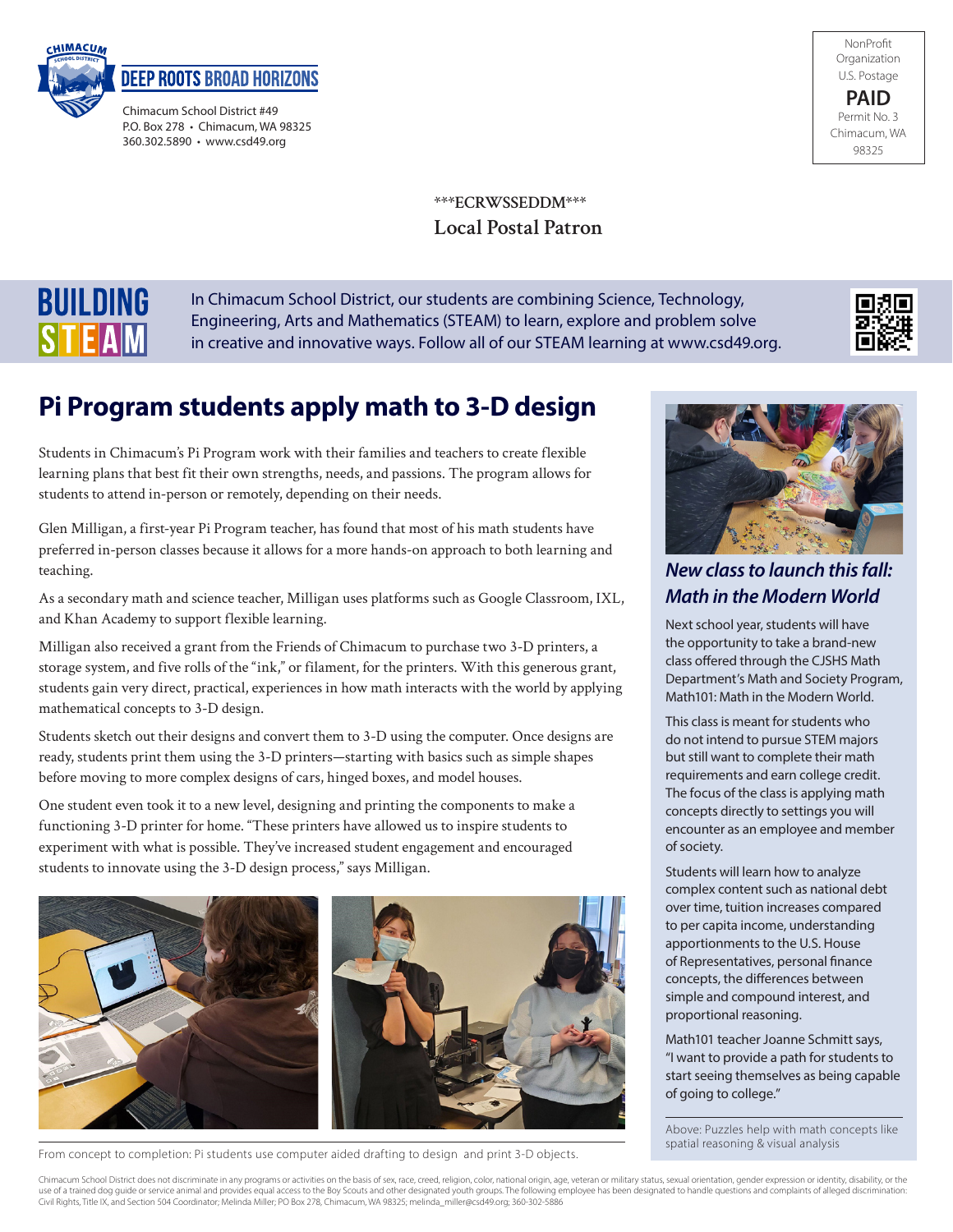CHIMACUM SCHOOL DISTRICT

DEEP ROOTS BROAD HORIZONS

Chimacum School District #49
P.O. Box 278 • Chimacum, WA 98325
360.302.5890 • www.csd49.org

NonProfit Organization
U.S. Postage
**PAID**
Permit No. 3
Chimacum, WA
98325

***ECRWSSEDDM***
**Local Postal Patron**

**BUILDING STEAM**

In Chimacum School District, our students are combining Science, Technology, Engineering, Arts and Mathematics (STEAM) to learn, explore and problem solve in creative and innovative ways. Follow all of our STEAM learning at www.csd49.org.

# Pi Program students apply math to 3-D design

Students in Chimacum's Pi Program work with their families and teachers to create flexible learning plans that best fit their own strengths, needs, and passions. The program allows for students to attend in-person or remotely, depending on their needs.

Glen Milligan, a first-year Pi Program teacher, has found that most of his math students have preferred in-person classes because it allows for a more hands-on approach to both learning and teaching.

As a secondary math and science teacher, Milligan uses platforms such as Google Classroom, IXL, and Khan Academy to support flexible learning.

Milligan also received a grant from the Friends of Chimacum to purchase two 3-D printers, a storage system, and five rolls of the "ink," or filament, for the printers. With this generous grant, students gain very direct, practical, experiences in how math interacts with the world by applying mathematical concepts to 3-D design.

Students sketch out their designs and convert them to 3-D using the computer. Once designs are ready, students print them using the 3-D printers—starting with basics such as simple shapes before moving to more complex designs of cars, hinged boxes, and model houses.

One student even took it to a new level, designing and printing the components to make a functioning 3-D printer for home. "These printers have allowed us to inspire students to experiment with what is possible. They've increased student engagement and encouraged students to innovate using the 3-D design process," says Milligan.

From concept to completion: Pi students use computer aided drafting to design and print 3-D objects.

## *New class to launch this fall: Math in the Modern World*

Next school year, students will have the opportunity to take a brand-new class offered through the CJSHS Math Department's Math and Society Program, Math101: Math in the Modern World.

This class is meant for students who do not intend to pursue STEM majors but still want to complete their math requirements and earn college credit. The focus of the class is applying math concepts directly to settings you will encounter as an employee and member of society.

Students will learn how to analyze complex content such as national debt over time, tuition increases compared to per capita income, understanding apportionments to the U.S. House of Representatives, personal finance concepts, the differences between simple and compound interest, and proportional reasoning.

Math101 teacher Joanne Schmitt says, "I want to provide a path for students to start seeing themselves as being capable of going to college."

Above: Puzzles help with math concepts like spatial reasoning & visual analysis

Chimacum School District does not discriminate in any programs or activities on the basis of sex, race, creed, religion, color, national origin, age, veteran or military status, sexual orientation, gender expression or identity, disability, or the use of a trained dog guide or service animal and provides equal access to the Boy Scouts and other designated youth groups. The following employee has been designated to handle questions and complaints of alleged discrimination: Civil Rights, Title IX, and Section 504 Coordinator; Melinda Miller; PO Box 278, Chimacum, WA 98325; melinda_miller@csd49.org; 360-302-5886